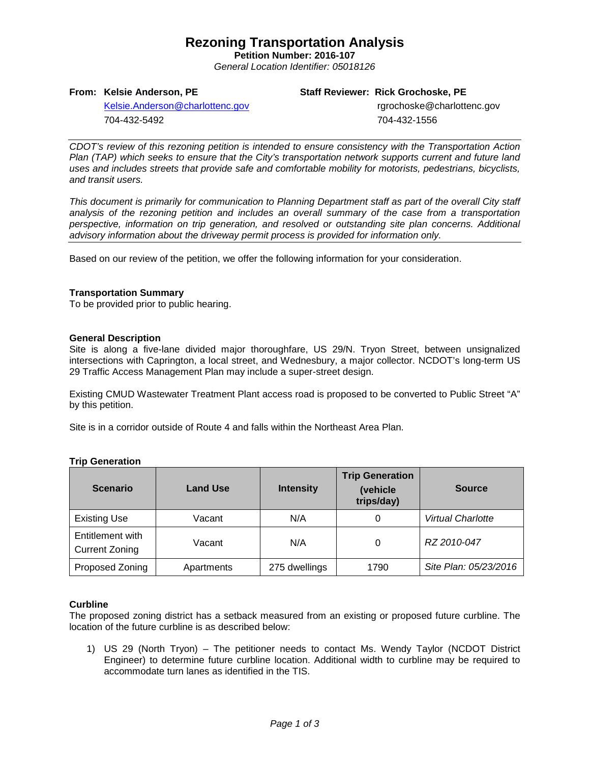# Rezoning Transportation Analysis

**Petition Number: 2016-107**

*General Location Identifier: 05018126*

**From: Kelsie Anderson, PE**
Kelsie.Anderson@charlottenc.gov
704-432-5492

**Staff Reviewer: Rick Grochoske, PE**
rgrochoske@charlottenc.gov
704-432-1556

---

*CDOT's review of this rezoning petition is intended to ensure consistency with the Transportation Action Plan (TAP) which seeks to ensure that the City's transportation network supports current and future land uses and includes streets that provide safe and comfortable mobility for motorists, pedestrians, bicyclists, and transit users.*

*This document is primarily for communication to Planning Department staff as part of the overall City staff analysis of the rezoning petition and includes an overall summary of the case from a transportation perspective, information on trip generation, and resolved or outstanding site plan concerns. Additional advisory information about the driveway permit process is provided for information only.*

---

Based on our review of the petition, we offer the following information for your consideration.

**Transportation Summary**

To be provided prior to public hearing.

**General Description**

Site is along a five-lane divided major thoroughfare, US 29/N. Tryon Street, between unsignalized intersections with Caprington, a local street, and Wednesbury, a major collector. NCDOT's long-term US 29 Traffic Access Management Plan may include a super-street design.

Existing CMUD Wastewater Treatment Plant access road is proposed to be converted to Public Street "A" by this petition.

Site is in a corridor outside of Route 4 and falls within the Northeast Area Plan.

**Trip Generation**

| Scenario | Land Use | Intensity | Trip Generation (vehicle trips/day) | Source |
|---|---|---|---|---|
| Existing Use | Vacant | N/A | 0 | *Virtual Charlotte* |
| Entitlement with Current Zoning | Vacant | N/A | 0 | *RZ 2010-047* |
| Proposed Zoning | Apartments | 275 dwellings | 1790 | *Site Plan: 05/23/2016* |

**Curbline**

The proposed zoning district has a setback measured from an existing or proposed future curbline. The location of the future curbline is as described below:

1) US 29 (North Tryon) – The petitioner needs to contact Ms. Wendy Taylor (NCDOT District Engineer) to determine future curbline location. Additional width to curbline may be required to accommodate turn lanes as identified in the TIS.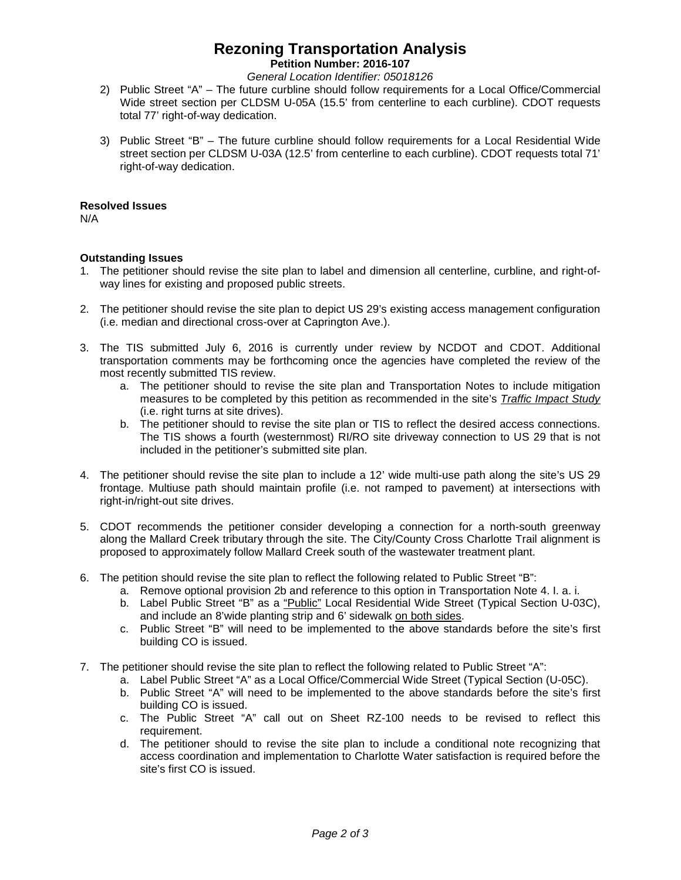2) Public Street "A" – The future curbline should follow requirements for a Local Office/Commercial Wide street section per CLDSM U-05A (15.5' from centerline to each curbline). CDOT requests total 77' right-of-way dedication.

3) Public Street "B" – The future curbline should follow requirements for a Local Residential Wide street section per CLDSM U-03A (12.5' from centerline to each curbline). CDOT requests total 71' right-of-way dedication.

**Resolved Issues**

N/A

**Outstanding Issues**

1. The petitioner should revise the site plan to label and dimension all centerline, curbline, and right-of-way lines for existing and proposed public streets.

2. The petitioner should revise the site plan to depict US 29's existing access management configuration (i.e. median and directional cross-over at Caprington Ave.).

3. The TIS submitted July 6, 2016 is currently under review by NCDOT and CDOT. Additional transportation comments may be forthcoming once the agencies have completed the review of the most recently submitted TIS review.
   a. The petitioner should to revise the site plan and Transportation Notes to include mitigation measures to be completed by this petition as recommended in the site's *Traffic Impact Study* (i.e. right turns at site drives).
   b. The petitioner should to revise the site plan or TIS to reflect the desired access connections. The TIS shows a fourth (westernmost) RI/RO site driveway connection to US 29 that is not included in the petitioner's submitted site plan.

4. The petitioner should revise the site plan to include a 12' wide multi-use path along the site's US 29 frontage. Multiuse path should maintain profile (i.e. not ramped to pavement) at intersections with right-in/right-out site drives.

5. CDOT recommends the petitioner consider developing a connection for a north-south greenway along the Mallard Creek tributary through the site. The City/County Cross Charlotte Trail alignment is proposed to approximately follow Mallard Creek south of the wastewater treatment plant.

6. The petition should revise the site plan to reflect the following related to Public Street "B":
   a. Remove optional provision 2b and reference to this option in Transportation Note 4. I. a. i.
   b. Label Public Street "B" as a "Public" Local Residential Wide Street (Typical Section U-03C), and include an 8'wide planting strip and 6' sidewalk on both sides.
   c. Public Street "B" will need to be implemented to the above standards before the site's first building CO is issued.

7. The petitioner should revise the site plan to reflect the following related to Public Street "A":
   a. Label Public Street "A" as a Local Office/Commercial Wide Street (Typical Section (U-05C).
   b. Public Street "A" will need to be implemented to the above standards before the site's first building CO is issued.
   c. The Public Street "A" call out on Sheet RZ-100 needs to be revised to reflect this requirement.
   d. The petitioner should to revise the site plan to include a conditional note recognizing that access coordination and implementation to Charlotte Water satisfaction is required before the site's first CO is issued.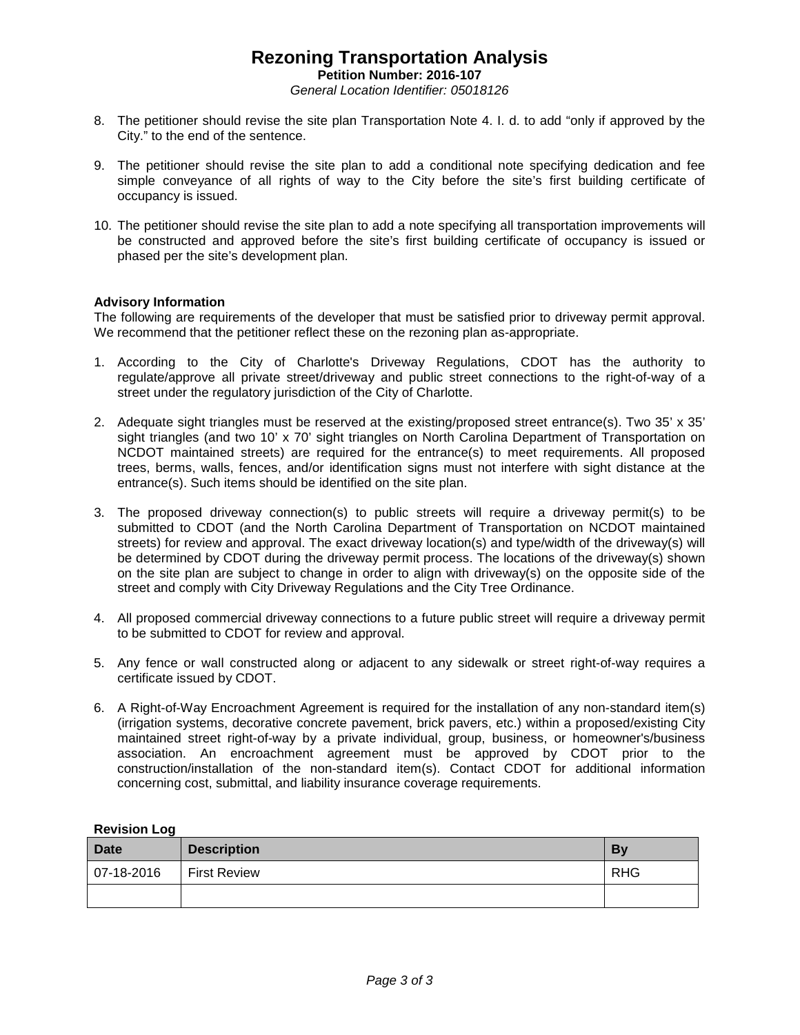8. The petitioner should revise the site plan Transportation Note 4. I. d. to add "only if approved by the City." to the end of the sentence.

9. The petitioner should revise the site plan to add a conditional note specifying dedication and fee simple conveyance of all rights of way to the City before the site's first building certificate of occupancy is issued.

10. The petitioner should revise the site plan to add a note specifying all transportation improvements will be constructed and approved before the site's first building certificate of occupancy is issued or phased per the site's development plan.

**Advisory Information**

The following are requirements of the developer that must be satisfied prior to driveway permit approval. We recommend that the petitioner reflect these on the rezoning plan as-appropriate.

1. According to the City of Charlotte's Driveway Regulations, CDOT has the authority to regulate/approve all private street/driveway and public street connections to the right-of-way of a street under the regulatory jurisdiction of the City of Charlotte.

2. Adequate sight triangles must be reserved at the existing/proposed street entrance(s). Two 35' x 35' sight triangles (and two 10' x 70' sight triangles on North Carolina Department of Transportation on NCDOT maintained streets) are required for the entrance(s) to meet requirements. All proposed trees, berms, walls, fences, and/or identification signs must not interfere with sight distance at the entrance(s). Such items should be identified on the site plan.

3. The proposed driveway connection(s) to public streets will require a driveway permit(s) to be submitted to CDOT (and the North Carolina Department of Transportation on NCDOT maintained streets) for review and approval. The exact driveway location(s) and type/width of the driveway(s) will be determined by CDOT during the driveway permit process. The locations of the driveway(s) shown on the site plan are subject to change in order to align with driveway(s) on the opposite side of the street and comply with City Driveway Regulations and the City Tree Ordinance.

4. All proposed commercial driveway connections to a future public street will require a driveway permit to be submitted to CDOT for review and approval.

5. Any fence or wall constructed along or adjacent to any sidewalk or street right-of-way requires a certificate issued by CDOT.

6. A Right-of-Way Encroachment Agreement is required for the installation of any non-standard item(s) (irrigation systems, decorative concrete pavement, brick pavers, etc.) within a proposed/existing City maintained street right-of-way by a private individual, group, business, or homeowner's/business association. An encroachment agreement must be approved by CDOT prior to the construction/installation of the non-standard item(s). Contact CDOT for additional information concerning cost, submittal, and liability insurance coverage requirements.

**Revision Log**

| Date | Description | By |
|---|---|---|
| 07-18-2016 | First Review | RHG |
| | | |